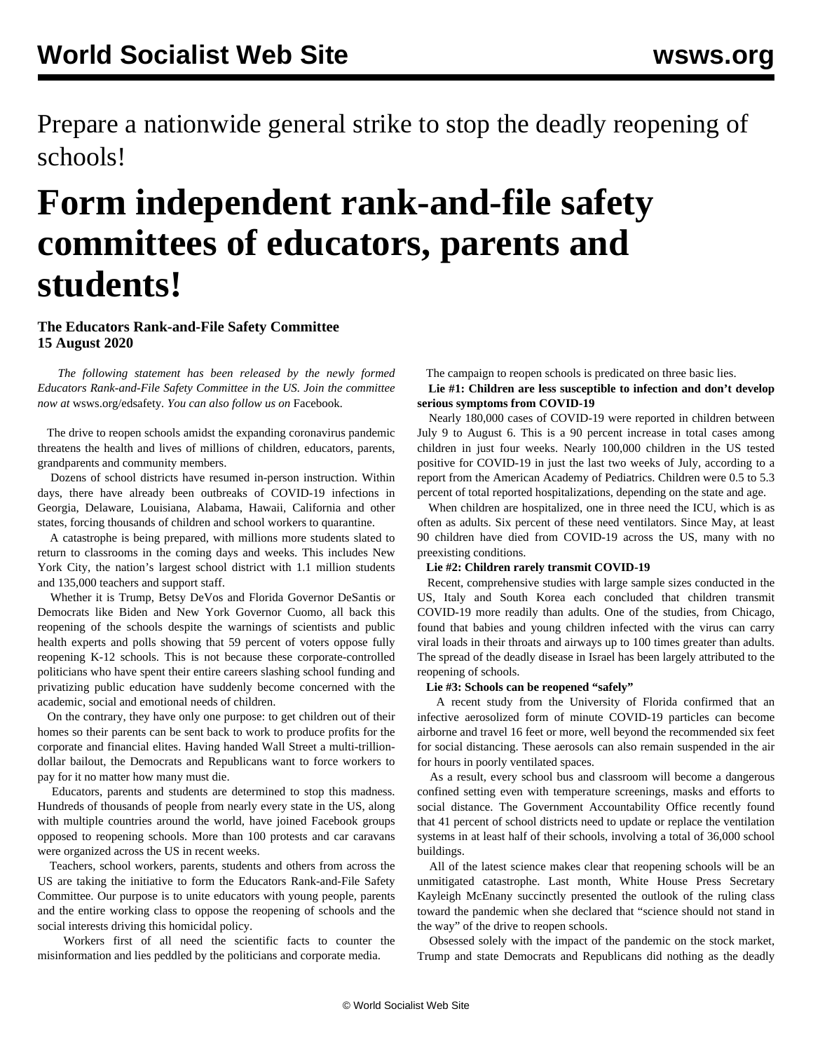Prepare a nationwide general strike to stop the deadly reopening of schools!

# Form independent rank-and-file safety committees of educators, parents and students!

**The Educators Rank-and-File Safety Committee**
**15 August 2020**

*The following statement has been released by the newly formed Educators Rank-and-File Safety Committee in the US. Join the committee now at* wsws.org/edsafety*. You can also follow us on* Facebook.

The drive to reopen schools amidst the expanding coronavirus pandemic threatens the health and lives of millions of children, educators, parents, grandparents and community members.

Dozens of school districts have resumed in-person instruction. Within days, there have already been outbreaks of COVID-19 infections in Georgia, Delaware, Louisiana, Alabama, Hawaii, California and other states, forcing thousands of children and school workers to quarantine.

A catastrophe is being prepared, with millions more students slated to return to classrooms in the coming days and weeks. This includes New York City, the nation's largest school district with 1.1 million students and 135,000 teachers and support staff.

Whether it is Trump, Betsy DeVos and Florida Governor DeSantis or Democrats like Biden and New York Governor Cuomo, all back this reopening of the schools despite the warnings of scientists and public health experts and polls showing that 59 percent of voters oppose fully reopening K-12 schools. This is not because these corporate-controlled politicians who have spent their entire careers slashing school funding and privatizing public education have suddenly become concerned with the academic, social and emotional needs of children.

On the contrary, they have only one purpose: to get children out of their homes so their parents can be sent back to work to produce profits for the corporate and financial elites. Having handed Wall Street a multi-trillion-dollar bailout, the Democrats and Republicans want to force workers to pay for it no matter how many must die.

Educators, parents and students are determined to stop this madness. Hundreds of thousands of people from nearly every state in the US, along with multiple countries around the world, have joined Facebook groups opposed to reopening schools. More than 100 protests and car caravans were organized across the US in recent weeks.

Teachers, school workers, parents, students and others from across the US are taking the initiative to form the Educators Rank-and-File Safety Committee. Our purpose is to unite educators with young people, parents and the entire working class to oppose the reopening of schools and the social interests driving this homicidal policy.

Workers first of all need the scientific facts to counter the misinformation and lies peddled by the politicians and corporate media.

The campaign to reopen schools is predicated on three basic lies.

**Lie #1: Children are less susceptible to infection and don't develop serious symptoms from COVID-19**

Nearly 180,000 cases of COVID-19 were reported in children between July 9 to August 6. This is a 90 percent increase in total cases among children in just four weeks. Nearly 100,000 children in the US tested positive for COVID-19 in just the last two weeks of July, according to a report from the American Academy of Pediatrics. Children were 0.5 to 5.3 percent of total reported hospitalizations, depending on the state and age.

When children are hospitalized, one in three need the ICU, which is as often as adults. Six percent of these need ventilators. Since May, at least 90 children have died from COVID-19 across the US, many with no preexisting conditions.

**Lie #2: Children rarely transmit COVID-19**

Recent, comprehensive studies with large sample sizes conducted in the US, Italy and South Korea each concluded that children transmit COVID-19 more readily than adults. One of the studies, from Chicago, found that babies and young children infected with the virus can carry viral loads in their throats and airways up to 100 times greater than adults. The spread of the deadly disease in Israel has been largely attributed to the reopening of schools.

**Lie #3: Schools can be reopened "safely"**

A recent study from the University of Florida confirmed that an infective aerosolized form of minute COVID-19 particles can become airborne and travel 16 feet or more, well beyond the recommended six feet for social distancing. These aerosols can also remain suspended in the air for hours in poorly ventilated spaces.

As a result, every school bus and classroom will become a dangerous confined setting even with temperature screenings, masks and efforts to social distance. The Government Accountability Office recently found that 41 percent of school districts need to update or replace the ventilation systems in at least half of their schools, involving a total of 36,000 school buildings.

All of the latest science makes clear that reopening schools will be an unmitigated catastrophe. Last month, White House Press Secretary Kayleigh McEnany succinctly presented the outlook of the ruling class toward the pandemic when she declared that "science should not stand in the way" of the drive to reopen schools.

Obsessed solely with the impact of the pandemic on the stock market, Trump and state Democrats and Republicans did nothing as the deadly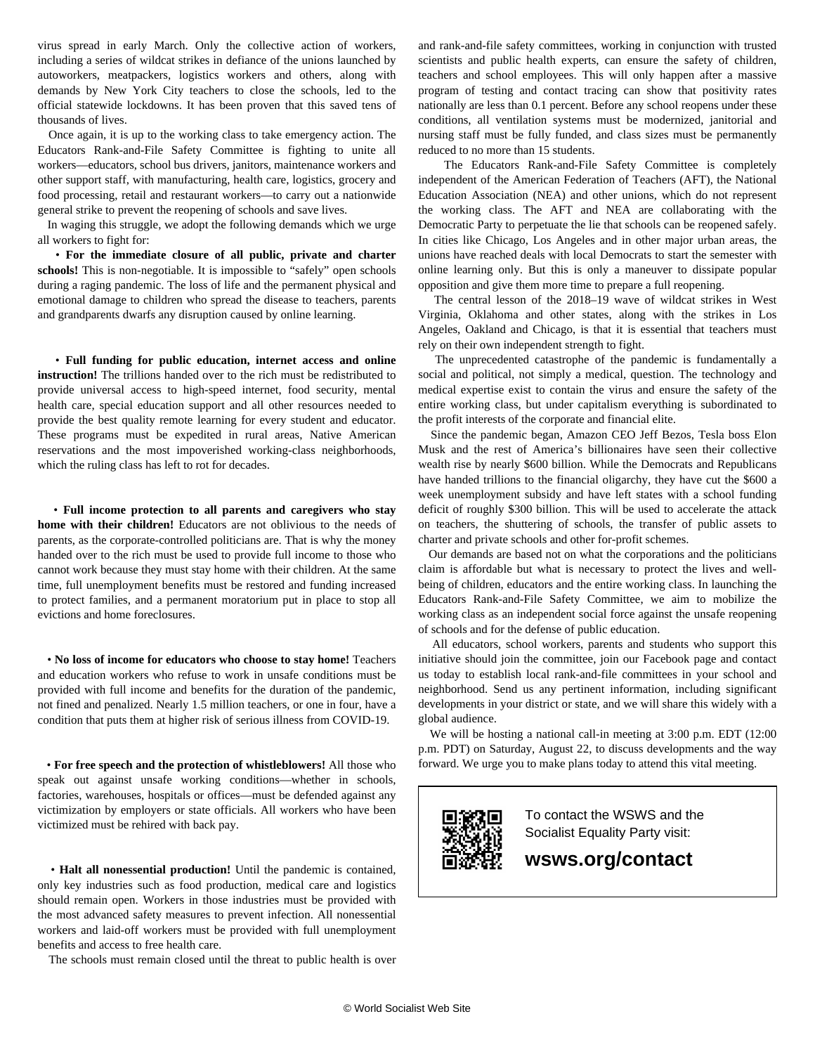virus spread in early March. Only the collective action of workers, including a series of wildcat strikes in defiance of the unions launched by autoworkers, meatpackers, logistics workers and others, along with demands by New York City teachers to close the schools, led to the official statewide lockdowns. It has been proven that this saved tens of thousands of lives.

Once again, it is up to the working class to take emergency action. The Educators Rank-and-File Safety Committee is fighting to unite all workers—educators, school bus drivers, janitors, maintenance workers and other support staff, with manufacturing, health care, logistics, grocery and food processing, retail and restaurant workers—to carry out a nationwide general strike to prevent the reopening of schools and save lives.

In waging this struggle, we adopt the following demands which we urge all workers to fight for:

- **For the immediate closure of all public, private and charter schools!** This is non-negotiable. It is impossible to "safely" open schools during a raging pandemic. The loss of life and the permanent physical and emotional damage to children who spread the disease to teachers, parents and grandparents dwarfs any disruption caused by online learning.

- **Full funding for public education, internet access and online instruction!** The trillions handed over to the rich must be redistributed to provide universal access to high-speed internet, food security, mental health care, special education support and all other resources needed to provide the best quality remote learning for every student and educator. These programs must be expedited in rural areas, Native American reservations and the most impoverished working-class neighborhoods, which the ruling class has left to rot for decades.

- **Full income protection to all parents and caregivers who stay home with their children!** Educators are not oblivious to the needs of parents, as the corporate-controlled politicians are. That is why the money handed over to the rich must be used to provide full income to those who cannot work because they must stay home with their children. At the same time, full unemployment benefits must be restored and funding increased to protect families, and a permanent moratorium put in place to stop all evictions and home foreclosures.

- **No loss of income for educators who choose to stay home!** Teachers and education workers who refuse to work in unsafe conditions must be provided with full income and benefits for the duration of the pandemic, not fined and penalized. Nearly 1.5 million teachers, or one in four, have a condition that puts them at higher risk of serious illness from COVID-19.

- **For free speech and the protection of whistleblowers!** All those who speak out against unsafe working conditions—whether in schools, factories, warehouses, hospitals or offices—must be defended against any victimization by employers or state officials. All workers who have been victimized must be rehired with back pay.

- **Halt all nonessential production!** Until the pandemic is contained, only key industries such as food production, medical care and logistics should remain open. Workers in those industries must be provided with the most advanced safety measures to prevent infection. All nonessential workers and laid-off workers must be provided with full unemployment benefits and access to free health care.

The schools must remain closed until the threat to public health is over and rank-and-file safety committees, working in conjunction with trusted scientists and public health experts, can ensure the safety of children, teachers and school employees. This will only happen after a massive program of testing and contact tracing can show that positivity rates nationally are less than 0.1 percent. Before any school reopens under these conditions, all ventilation systems must be modernized, janitorial and nursing staff must be fully funded, and class sizes must be permanently reduced to no more than 15 students.

The Educators Rank-and-File Safety Committee is completely independent of the American Federation of Teachers (AFT), the National Education Association (NEA) and other unions, which do not represent the working class. The AFT and NEA are collaborating with the Democratic Party to perpetuate the lie that schools can be reopened safely. In cities like Chicago, Los Angeles and in other major urban areas, the unions have reached deals with local Democrats to start the semester with online learning only. But this is only a maneuver to dissipate popular opposition and give them more time to prepare a full reopening.

The central lesson of the 2018–19 wave of wildcat strikes in West Virginia, Oklahoma and other states, along with the strikes in Los Angeles, Oakland and Chicago, is that it is essential that teachers must rely on their own independent strength to fight.

The unprecedented catastrophe of the pandemic is fundamentally a social and political, not simply a medical, question. The technology and medical expertise exist to contain the virus and ensure the safety of the entire working class, but under capitalism everything is subordinated to the profit interests of the corporate and financial elite.

Since the pandemic began, Amazon CEO Jeff Bezos, Tesla boss Elon Musk and the rest of America's billionaires have seen their collective wealth rise by nearly $600 billion. While the Democrats and Republicans have handed trillions to the financial oligarchy, they have cut the $600 a week unemployment subsidy and have left states with a school funding deficit of roughly $300 billion. This will be used to accelerate the attack on teachers, the shuttering of schools, the transfer of public assets to charter and private schools and other for-profit schemes.

Our demands are based not on what the corporations and the politicians claim is affordable but what is necessary to protect the lives and well-being of children, educators and the entire working class. In launching the Educators Rank-and-File Safety Committee, we aim to mobilize the working class as an independent social force against the unsafe reopening of schools and for the defense of public education.

All educators, school workers, parents and students who support this initiative should join the committee, join our Facebook page and contact us today to establish local rank-and-file committees in your school and neighborhood. Send us any pertinent information, including significant developments in your district or state, and we will share this widely with a global audience.

We will be hosting a national call-in meeting at 3:00 p.m. EDT (12:00 p.m. PDT) on Saturday, August 22, to discuss developments and the way forward. We urge you to make plans today to attend this vital meeting.

To contact the WSWS and the Socialist Equality Party visit:

**wsws.org/contact**